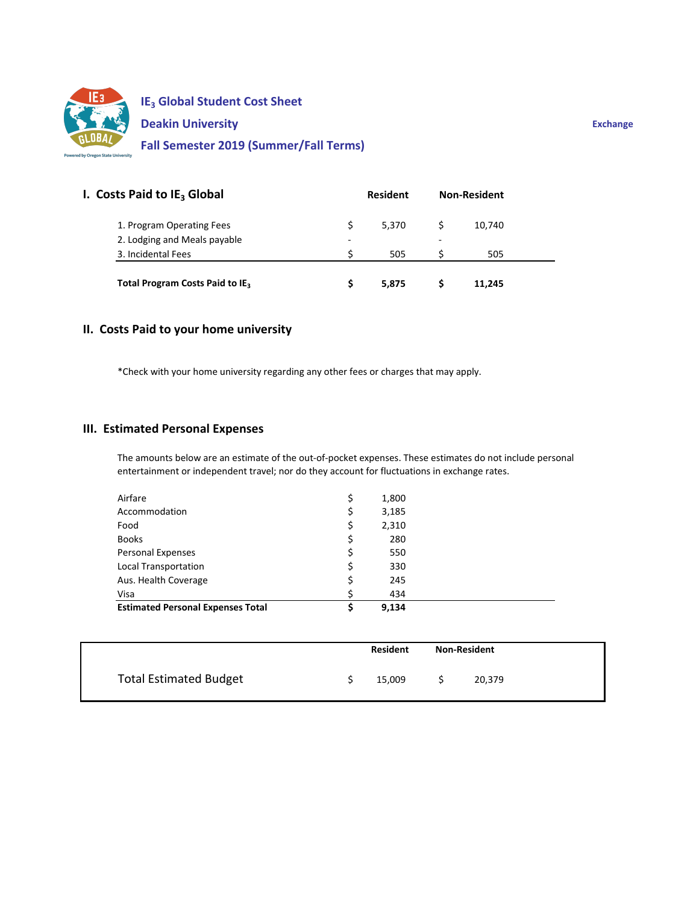# $IE_3$ Global Student Cost Sheet

## Deakin University

## Fall Semester 2019 (Summer/Fall Terms)

**Exchange**

## I. Costs Paid to $IE_3$ Global

| | Resident | Non-Resident |
|---|---|---|
| 1. Program Operating Fees | $ 5,370 | $ 10,740 |
| 2. Lodging and Meals payable | - | - |
| 3. Incidental Fees | $ 505 | $ 505 |
| **Total Program Costs Paid to $IE_3$** | **$ 5,875** | **$ 11,245** |

## II. Costs Paid to your home university

*Check with your home university regarding any other fees or charges that may apply.

## III. Estimated Personal Expenses

The amounts below are an estimate of the out-of-pocket expenses. These estimates do not include personal entertainment or independent travel; nor do they account for fluctuations in exchange rates.

| | |
|---|---|
| Airfare | $ 1,800 |
| Accommodation | $ 3,185 |
| Food | $ 2,310 |
| Books | $ 280 |
| Personal Expenses | $ 550 |
| Local Transportation | $ 330 |
| Aus. Health Coverage | $ 245 |
| Visa | $ 434 |
| **Estimated Personal Expenses Total** | **$ 9,134** |

| | Resident | Non-Resident |
|---|---|---|
| Total Estimated Budget | $ 15,009 | $ 20,379 |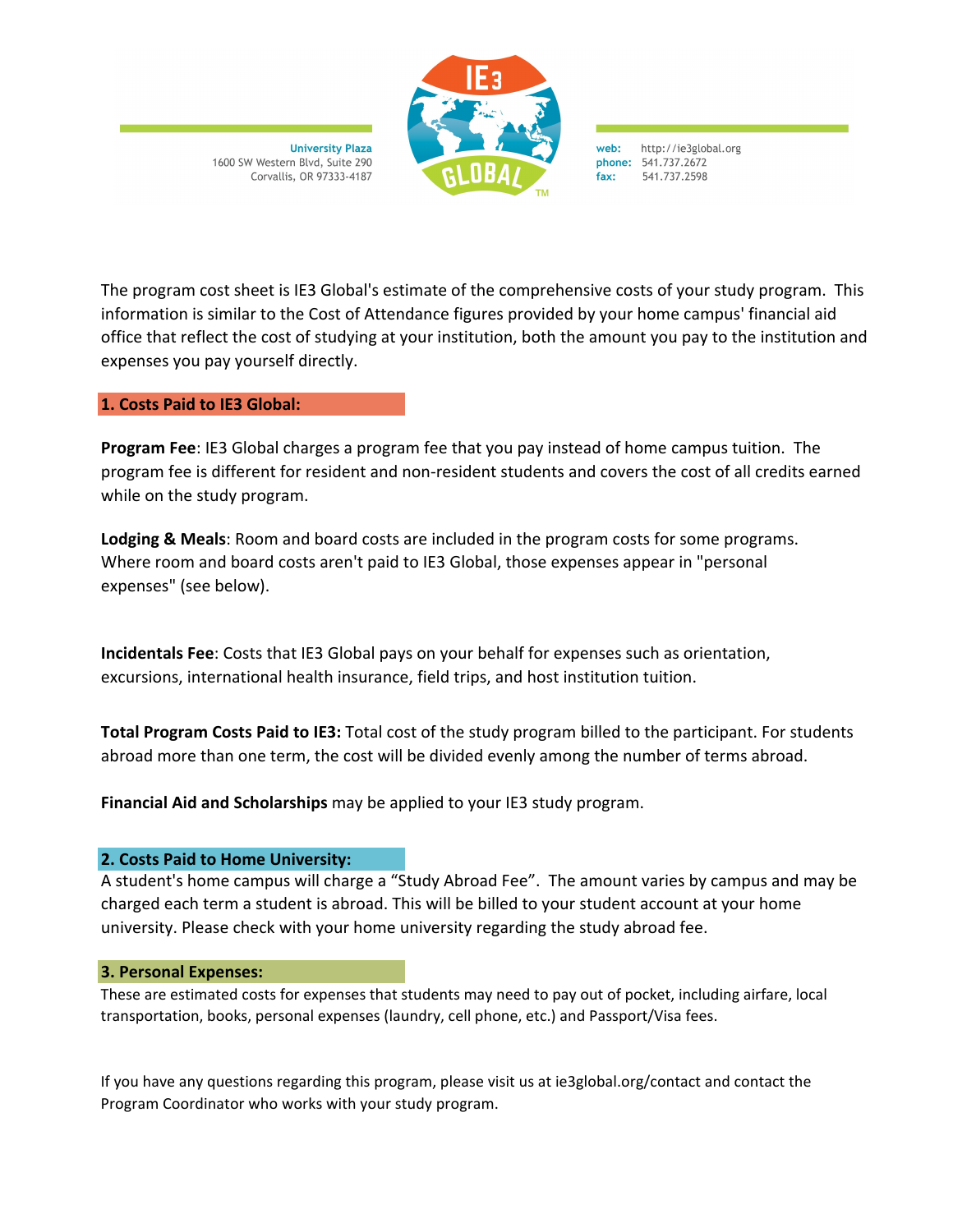University Plaza
1600 SW Western Blvd, Suite 290
Corvallis, OR 97333-4187

IE3 GLOBAL™

web: http://ie3global.org
phone: 541.737.2672
fax: 541.737.2598

The program cost sheet is IE3 Global's estimate of the comprehensive costs of your study program. This information is similar to the Cost of Attendance figures provided by your home campus' financial aid office that reflect the cost of studying at your institution, both the amount you pay to the institution and expenses you pay yourself directly.

## 1. Costs Paid to IE3 Global:

**Program Fee**: IE3 Global charges a program fee that you pay instead of home campus tuition. The program fee is different for resident and non-resident students and covers the cost of all credits earned while on the study program.

**Lodging & Meals**: Room and board costs are included in the program costs for some programs. Where room and board costs aren't paid to IE3 Global, those expenses appear in "personal expenses" (see below).

**Incidentals Fee**: Costs that IE3 Global pays on your behalf for expenses such as orientation, excursions, international health insurance, field trips, and host institution tuition.

**Total Program Costs Paid to IE3:** Total cost of the study program billed to the participant. For students abroad more than one term, the cost will be divided evenly among the number of terms abroad.

**Financial Aid and Scholarships** may be applied to your IE3 study program.

## 2. Costs Paid to Home University:

A student's home campus will charge a "Study Abroad Fee". The amount varies by campus and may be charged each term a student is abroad. This will be billed to your student account at your home university. Please check with your home university regarding the study abroad fee.

## 3. Personal Expenses:

These are estimated costs for expenses that students may need to pay out of pocket, including airfare, local transportation, books, personal expenses (laundry, cell phone, etc.) and Passport/Visa fees.

If you have any questions regarding this program, please visit us at ie3global.org/contact and contact the Program Coordinator who works with your study program.